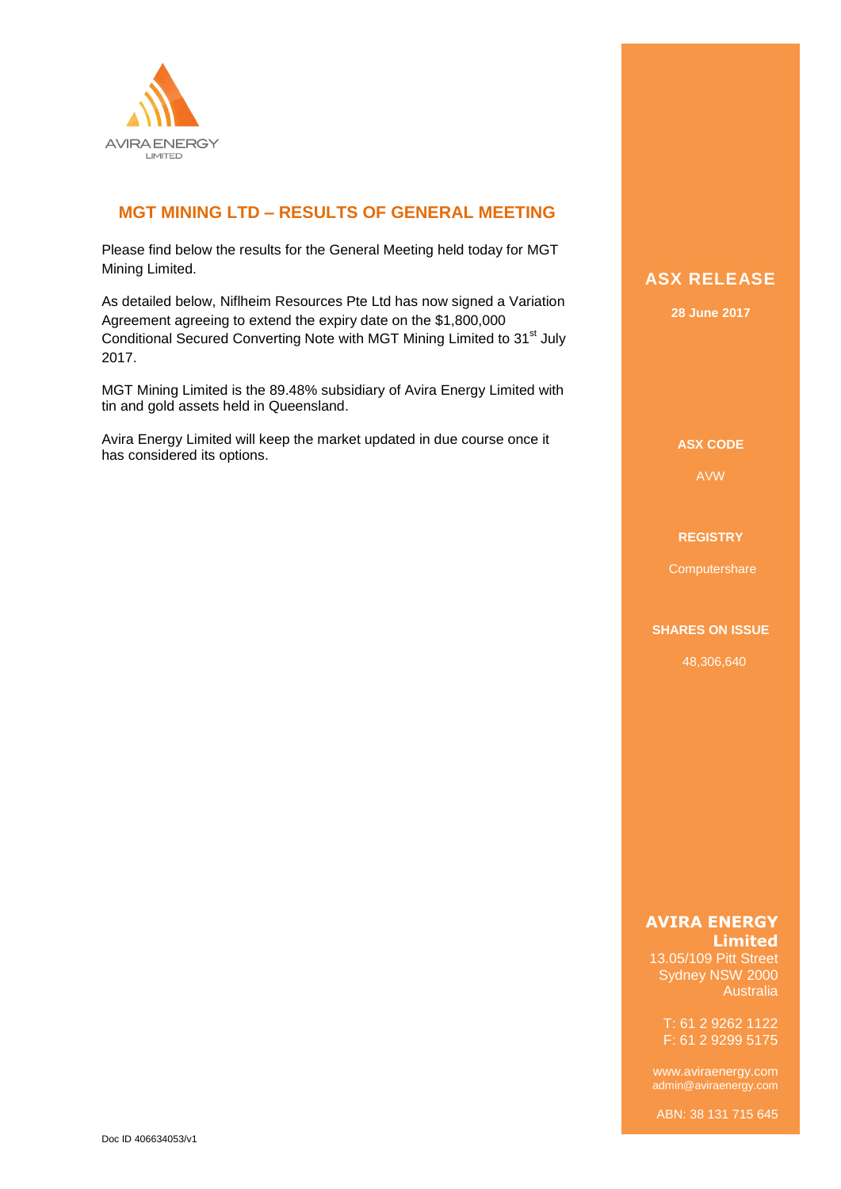AVIRA ENERGY LIMITED

## MGT MINING LTD – RESULTS OF GENERAL MEETING

Please find below the results for the General Meeting held today for MGT Mining Limited.

As detailed below, Niflheim Resources Pte Ltd has now signed a Variation Agreement agreeing to extend the expiry date on the $1,800,000 Conditional Secured Converting Note with MGT Mining Limited to 31st July 2017.

MGT Mining Limited is the 89.48% subsidiary of Avira Energy Limited with tin and gold assets held in Queensland.

Avira Energy Limited will keep the market updated in due course once it has considered its options.

**ASX RELEASE**

**28 June 2017**

**ASX CODE**

AVW

**REGISTRY**

Computershare

**SHARES ON ISSUE**

48,306,640

**AVIRA ENERGY Limited**
13.05/109 Pitt Street
Sydney NSW 2000
Australia

T: 61 2 9262 1122
F: 61 2 9299 5175

www.aviraenergy.com
admin@aviraenergy.com

ABN: 38 131 715 645

Doc ID 406634053/v1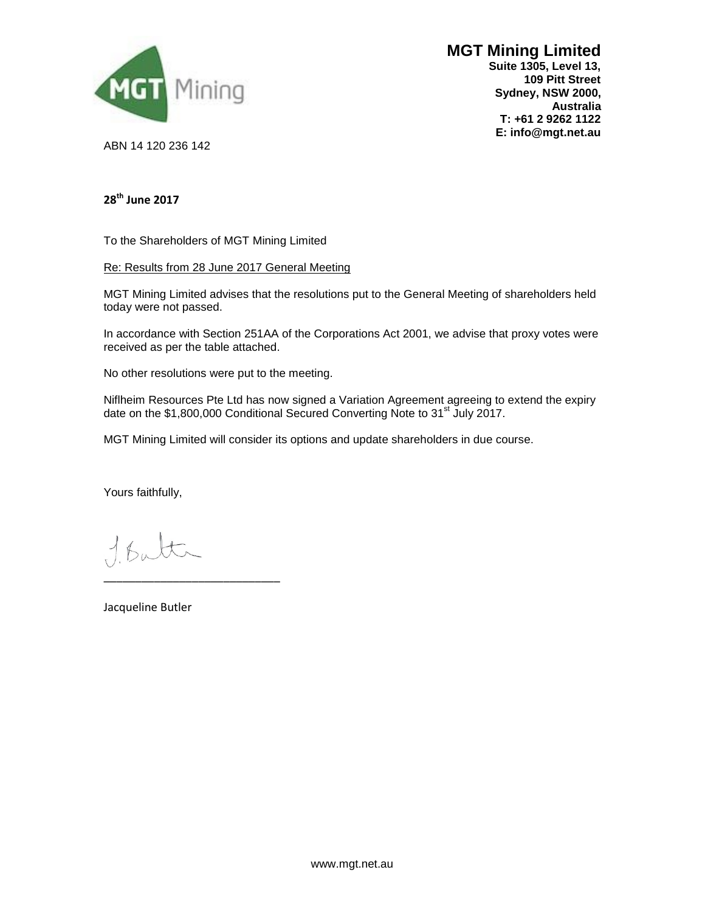**MGT Mining Limited**
**Suite 1305, Level 13,**
**109 Pitt Street**
**Sydney, NSW 2000,**
**Australia**
**T: +61 2 9262 1122**
**E: info@mgt.net.au**

ABN 14 120 236 142

**28th June 2017**

To the Shareholders of MGT Mining Limited

Re: Results from 28 June 2017 General Meeting

MGT Mining Limited advises that the resolutions put to the General Meeting of shareholders held today were not passed.

In accordance with Section 251AA of the Corporations Act 2001, we advise that proxy votes were received as per the table attached.

No other resolutions were put to the meeting.

Niflheim Resources Pte Ltd has now signed a Variation Agreement agreeing to extend the expiry date on the $1,800,000 Conditional Secured Converting Note to 31st July 2017.

MGT Mining Limited will consider its options and update shareholders in due course.

Yours faithfully,

J. Butler

\_\_\_\_\_\_\_\_\_\_\_\_\_\_\_\_\_\_\_\_\_\_\_\_\_\_

Jacqueline Butler

www.mgt.net.au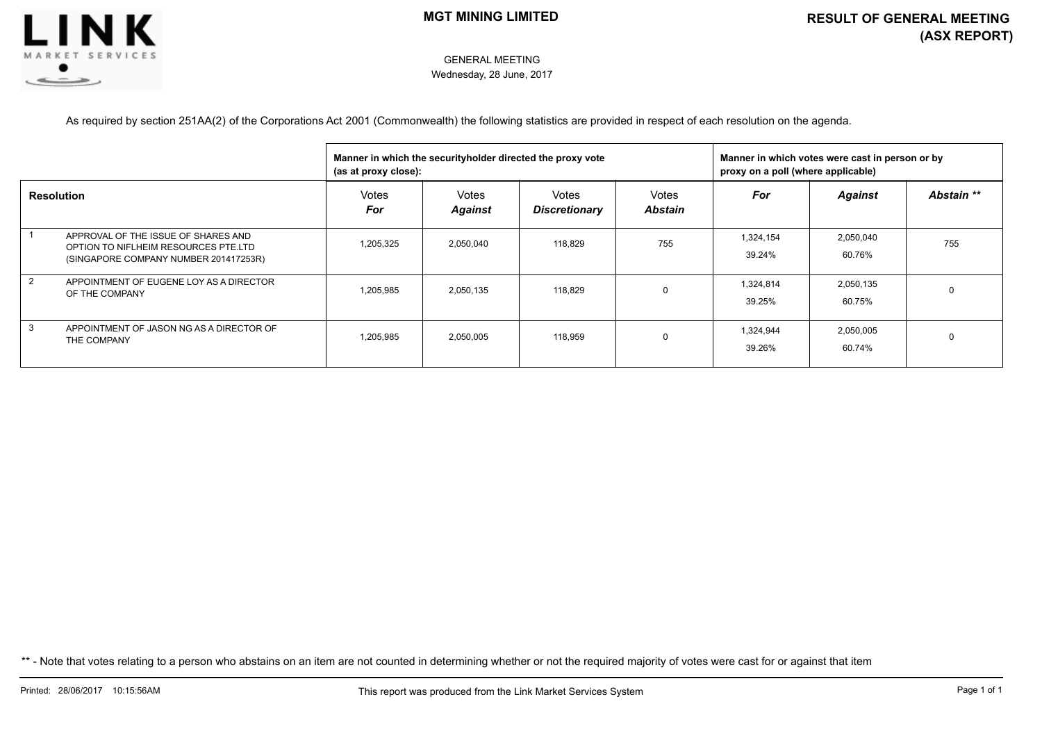# MGT MINING LIMITED

## RESULT OF GENERAL MEETING (ASX REPORT)

GENERAL MEETING
Wednesday, 28 June, 2017

As required by section 251AA(2) of the Corporations Act 2001 (Commonwealth) the following statistics are provided in respect of each resolution on the agenda.

| | Manner in which the securityholder directed the proxy vote (as at proxy close): | | | | Manner in which votes were cast in person or by proxy on a poll (where applicable) | | |
|---|---|---|---|---|---|---|---|
| **Resolution** | Votes ***For*** | Votes ***Against*** | Votes ***Discretionary*** | Votes ***Abstain*** | ***For*** | ***Against*** | ***Abstain \*\**** |
| 1 APPROVAL OF THE ISSUE OF SHARES AND OPTION TO NIFLHEIM RESOURCES PTE.LTD (SINGAPORE COMPANY NUMBER 201417253R) | 1,205,325 | 2,050,040 | 118,829 | 755 | 1,324,154 39.24% | 2,050,040 60.76% | 755 |
| 2 APPOINTMENT OF EUGENE LOY AS A DIRECTOR OF THE COMPANY | 1,205,985 | 2,050,135 | 118,829 | 0 | 1,324,814 39.25% | 2,050,135 60.75% | 0 |
| 3 APPOINTMENT OF JASON NG AS A DIRECTOR OF THE COMPANY | 1,205,985 | 2,050,005 | 118,959 | 0 | 1,324,944 39.26% | 2,050,005 60.74% | 0 |

** - Note that votes relating to a person who abstains on an item are not counted in determining whether or not the required majority of votes were cast for or against that item

Printed: 28/06/2017 10:15:56AM

This report was produced from the Link Market Services System